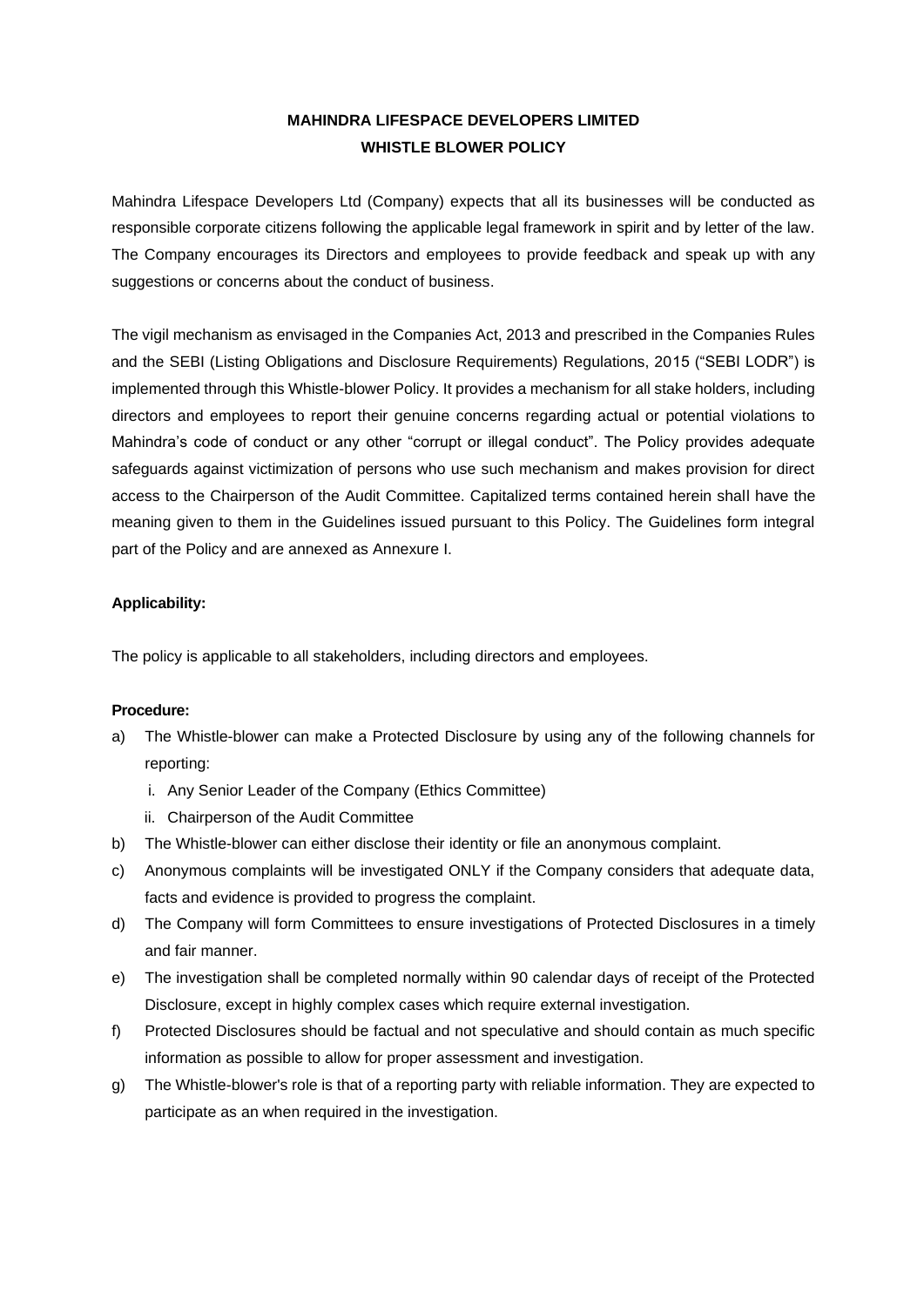# MAHINDRA LIFESPACE DEVELOPERS LIMITED
# WHISTLE BLOWER POLICY

Mahindra Lifespace Developers Ltd (Company) expects that all its businesses will be conducted as responsible corporate citizens following the applicable legal framework in spirit and by letter of the law. The Company encourages its Directors and employees to provide feedback and speak up with any suggestions or concerns about the conduct of business.

The vigil mechanism as envisaged in the Companies Act, 2013 and prescribed in the Companies Rules and the SEBI (Listing Obligations and Disclosure Requirements) Regulations, 2015 ("SEBI LODR") is implemented through this Whistle-blower Policy. It provides a mechanism for all stake holders, including directors and employees to report their genuine concerns regarding actual or potential violations to Mahindra's code of conduct or any other "corrupt or illegal conduct". The Policy provides adequate safeguards against victimization of persons who use such mechanism and makes provision for direct access to the Chairperson of the Audit Committee. Capitalized terms contained herein shall have the meaning given to them in the Guidelines issued pursuant to this Policy. The Guidelines form integral part of the Policy and are annexed as Annexure I.

**Applicability:**

The policy is applicable to all stakeholders, including directors and employees.

**Procedure:**

a) The Whistle-blower can make a Protected Disclosure by using any of the following channels for reporting:
   i. Any Senior Leader of the Company (Ethics Committee)
   ii. Chairperson of the Audit Committee
b) The Whistle-blower can either disclose their identity or file an anonymous complaint.
c) Anonymous complaints will be investigated ONLY if the Company considers that adequate data, facts and evidence is provided to progress the complaint.
d) The Company will form Committees to ensure investigations of Protected Disclosures in a timely and fair manner.
e) The investigation shall be completed normally within 90 calendar days of receipt of the Protected Disclosure, except in highly complex cases which require external investigation.
f) Protected Disclosures should be factual and not speculative and should contain as much specific information as possible to allow for proper assessment and investigation.
g) The Whistle-blower's role is that of a reporting party with reliable information. They are expected to participate as an when required in the investigation.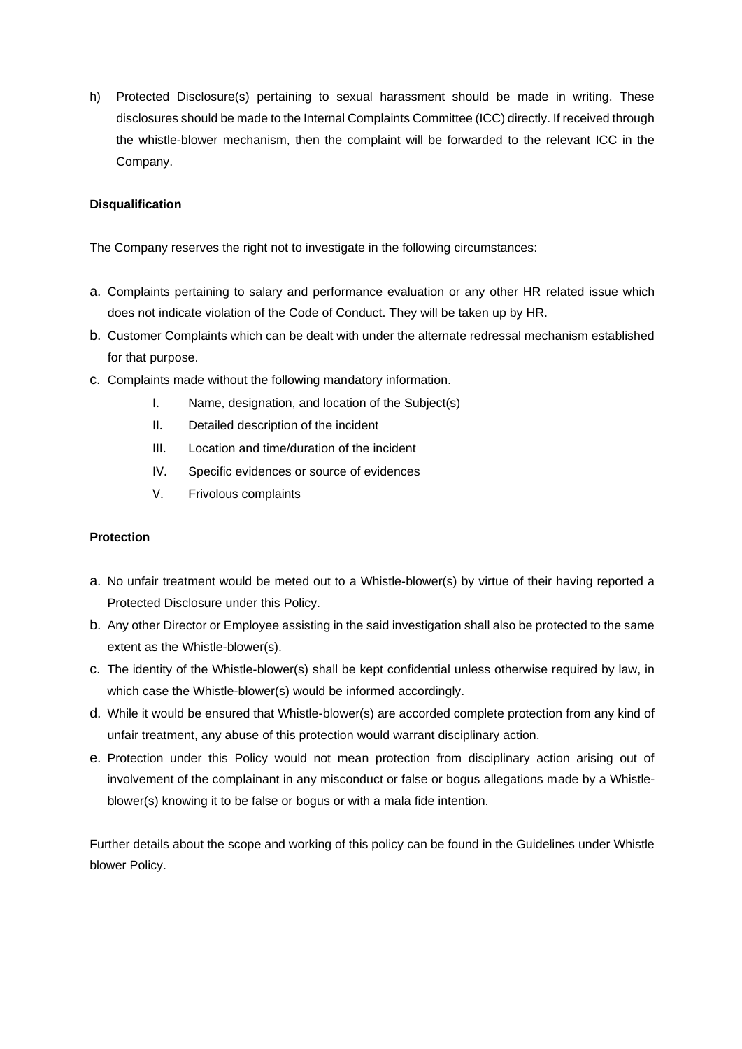h) Protected Disclosure(s) pertaining to sexual harassment should be made in writing. These disclosures should be made to the Internal Complaints Committee (ICC) directly. If received through the whistle-blower mechanism, then the complaint will be forwarded to the relevant ICC in the Company.

**Disqualification**

The Company reserves the right not to investigate in the following circumstances:

a. Complaints pertaining to salary and performance evaluation or any other HR related issue which does not indicate violation of the Code of Conduct. They will be taken up by HR.
b. Customer Complaints which can be dealt with under the alternate redressal mechanism established for that purpose.
c. Complaints made without the following mandatory information.
    I. Name, designation, and location of the Subject(s)
    II. Detailed description of the incident
    III. Location and time/duration of the incident
    IV. Specific evidences or source of evidences
    V. Frivolous complaints

**Protection**

a. No unfair treatment would be meted out to a Whistle-blower(s) by virtue of their having reported a Protected Disclosure under this Policy.
b. Any other Director or Employee assisting in the said investigation shall also be protected to the same extent as the Whistle-blower(s).
c. The identity of the Whistle-blower(s) shall be kept confidential unless otherwise required by law, in which case the Whistle-blower(s) would be informed accordingly.
d. While it would be ensured that Whistle-blower(s) are accorded complete protection from any kind of unfair treatment, any abuse of this protection would warrant disciplinary action.
e. Protection under this Policy would not mean protection from disciplinary action arising out of involvement of the complainant in any misconduct or false or bogus allegations made by a Whistle-blower(s) knowing it to be false or bogus or with a mala fide intention.

Further details about the scope and working of this policy can be found in the Guidelines under Whistle blower Policy.